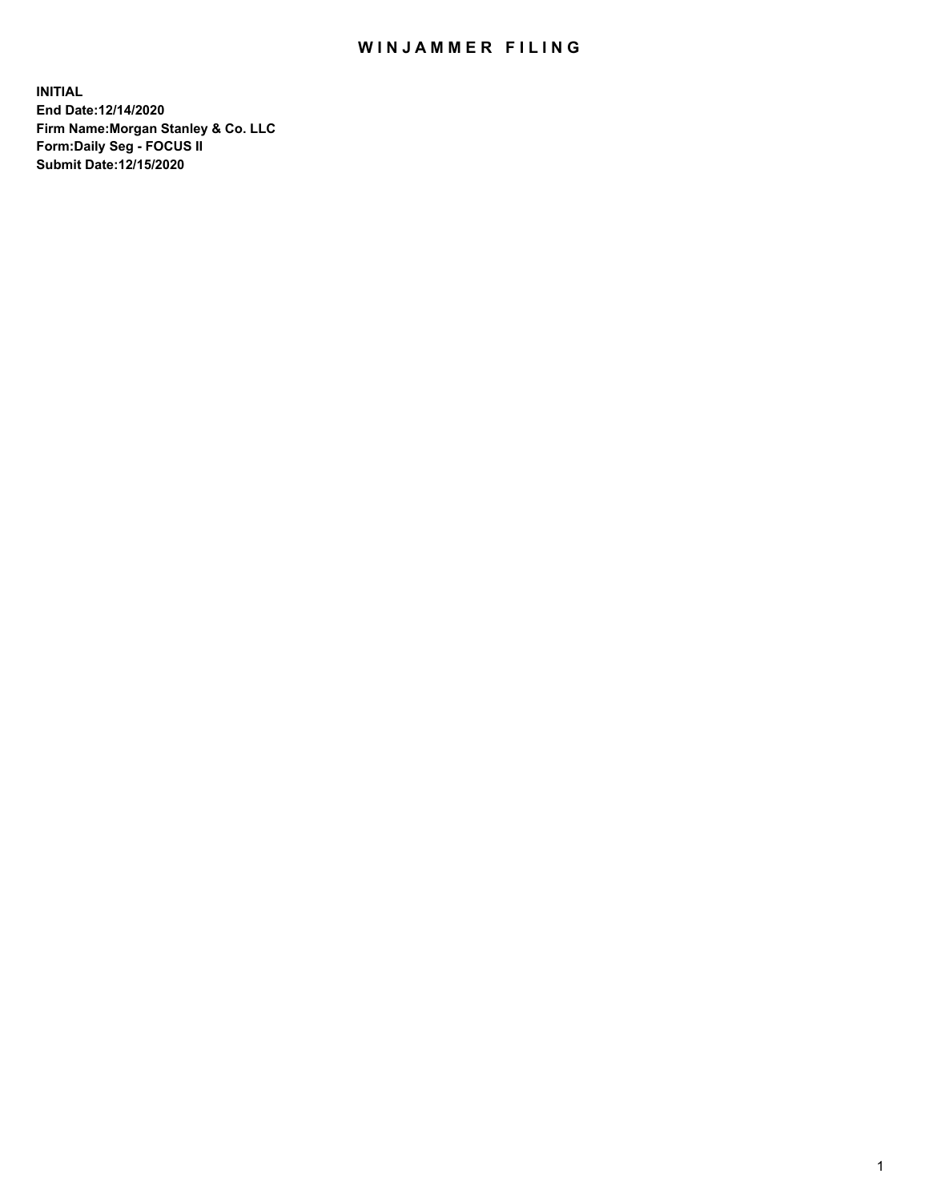# WINJAMMER FILING

**INITIAL**
**End Date:12/14/2020**
**Firm Name:Morgan Stanley & Co. LLC**
**Form:Daily Seg - FOCUS II**
**Submit Date:12/15/2020**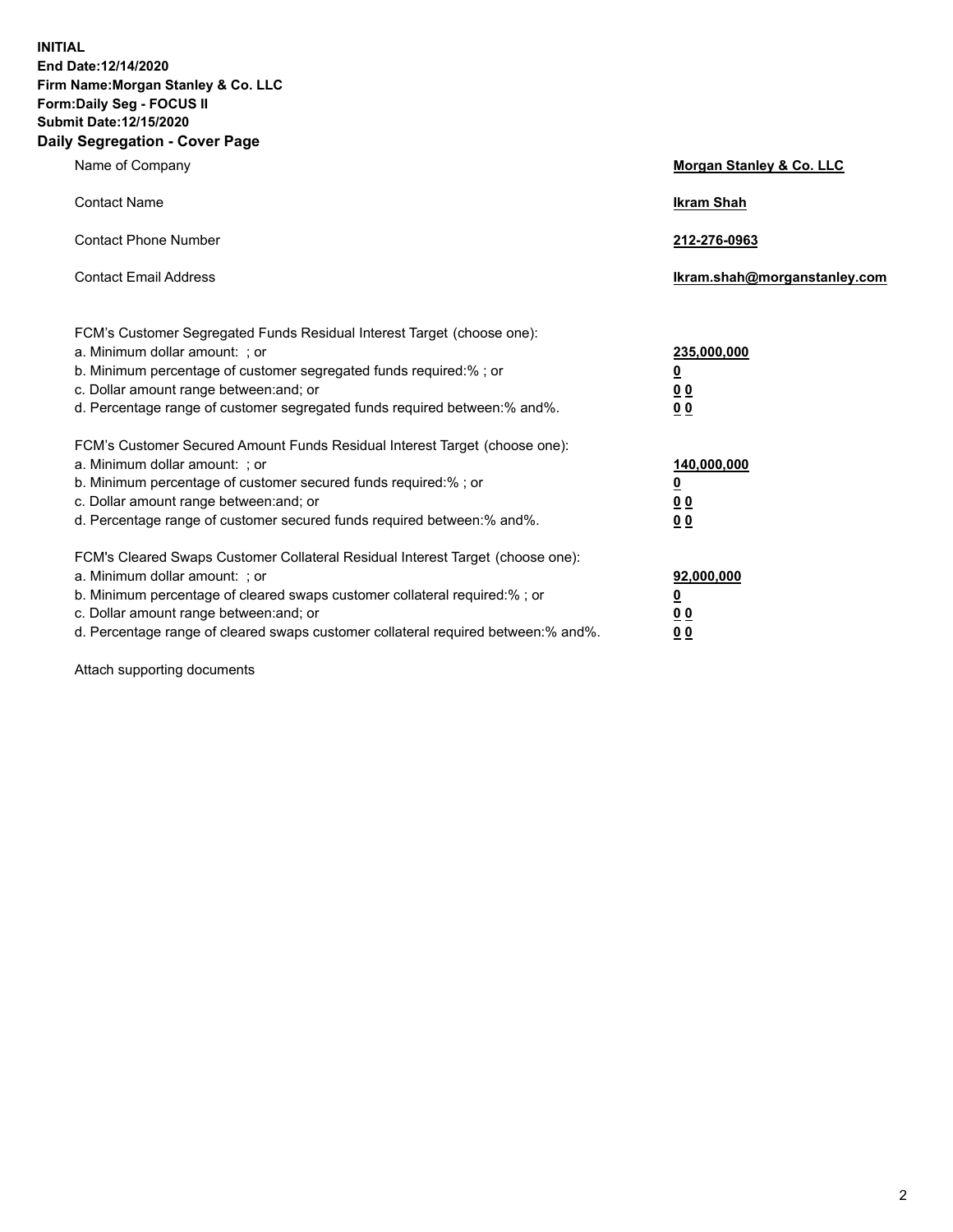**INITIAL**
**End Date:12/14/2020**
**Firm Name:Morgan Stanley & Co. LLC**
**Form:Daily Seg - FOCUS II**
**Submit Date:12/15/2020**

## Daily Segregation - Cover Page

| | |
|---|---|
| Name of Company | **Morgan Stanley & Co. LLC** |
| Contact Name | **Ikram Shah** |
| Contact Phone Number | **212-276-0963** |
| Contact Email Address | **Ikram.shah@morganstanley.com** |

| | |
|---|---|
| FCM's Customer Segregated Funds Residual Interest Target (choose one): | |
| a. Minimum dollar amount: ; or | **235,000,000** |
| b. Minimum percentage of customer segregated funds required:% ; or | **0** |
| c. Dollar amount range between:and; or | **0 0** |
| d. Percentage range of customer segregated funds required between:% and%. | **0 0** |
| FCM's Customer Secured Amount Funds Residual Interest Target (choose one): | |
| a. Minimum dollar amount: ; or | **140,000,000** |
| b. Minimum percentage of customer secured funds required:% ; or | **0** |
| c. Dollar amount range between:and; or | **0 0** |
| d. Percentage range of customer secured funds required between:% and%. | **0 0** |
| FCM's Cleared Swaps Customer Collateral Residual Interest Target (choose one): | |
| a. Minimum dollar amount: ; or | **92,000,000** |
| b. Minimum percentage of cleared swaps customer collateral required:% ; or | **0** |
| c. Dollar amount range between:and; or | **0 0** |
| d. Percentage range of cleared swaps customer collateral required between:% and%. | **0 0** |

Attach supporting documents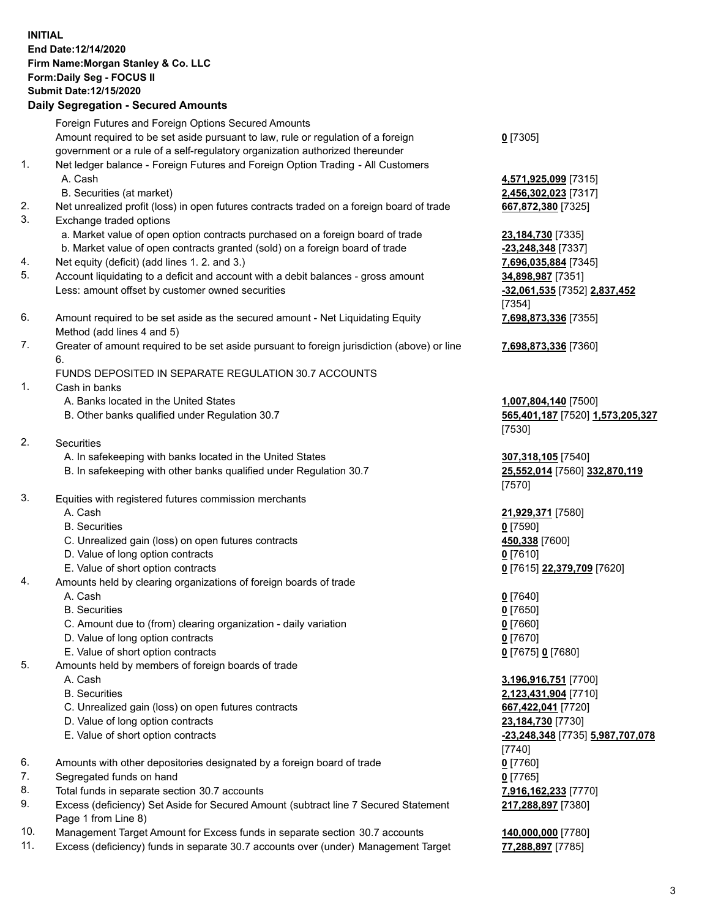**INITIAL**
**End Date:12/14/2020**
**Firm Name:Morgan Stanley & Co. LLC**
**Form:Daily Seg - FOCUS II**
**Submit Date:12/15/2020**

**Daily Segregation - Secured Amounts**

| | | |
|---|---|---|
| | Foreign Futures and Foreign Options Secured Amounts | |
| | Amount required to be set aside pursuant to law, rule or regulation of a foreign government or a rule of a self-regulatory organization authorized thereunder | **0** [7305] |
| 1. | Net ledger balance - Foreign Futures and Foreign Option Trading - All Customers | |
| | A. Cash | **4,571,925,099** [7315] |
| | B. Securities (at market) | **2,456,302,023** [7317] |
| 2. | Net unrealized profit (loss) in open futures contracts traded on a foreign board of trade | **667,872,380** [7325] |
| 3. | Exchange traded options | |
| | a. Market value of open option contracts purchased on a foreign board of trade | **23,184,730** [7335] |
| | b. Market value of open contracts granted (sold) on a foreign board of trade | **-23,248,348** [7337] |
| 4. | Net equity (deficit) (add lines 1. 2. and 3.) | **7,696,035,884** [7345] |
| 5. | Account liquidating to a deficit and account with a debit balances - gross amount | **34,898,987** [7351] |
| | Less: amount offset by customer owned securities | **-32,061,535** [7352] **2,837,452** [7354] |
| 6. | Amount required to be set aside as the secured amount - Net Liquidating Equity Method (add lines 4 and 5) | **7,698,873,336** [7355] |
| 7. | Greater of amount required to be set aside pursuant to foreign jurisdiction (above) or line 6. | **7,698,873,336** [7360] |
| | FUNDS DEPOSITED IN SEPARATE REGULATION 30.7 ACCOUNTS | |
| 1. | Cash in banks | |
| | A. Banks located in the United States | **1,007,804,140** [7500] |
| | B. Other banks qualified under Regulation 30.7 | **565,401,187** [7520] **1,573,205,327** [7530] |
| 2. | Securities | |
| | A. In safekeeping with banks located in the United States | **307,318,105** [7540] |
| | B. In safekeeping with other banks qualified under Regulation 30.7 | **25,552,014** [7560] **332,870,119** [7570] |
| 3. | Equities with registered futures commission merchants | |
| | A. Cash | **21,929,371** [7580] |
| | B. Securities | **0** [7590] |
| | C. Unrealized gain (loss) on open futures contracts | **450,338** [7600] |
| | D. Value of long option contracts | **0** [7610] |
| | E. Value of short option contracts | **0** [7615] **22,379,709** [7620] |
| 4. | Amounts held by clearing organizations of foreign boards of trade | |
| | A. Cash | **0** [7640] |
| | B. Securities | **0** [7650] |
| | C. Amount due to (from) clearing organization - daily variation | **0** [7660] |
| | D. Value of long option contracts | **0** [7670] |
| | E. Value of short option contracts | **0** [7675] **0** [7680] |
| 5. | Amounts held by members of foreign boards of trade | |
| | A. Cash | **3,196,916,751** [7700] |
| | B. Securities | **2,123,431,904** [7710] |
| | C. Unrealized gain (loss) on open futures contracts | **667,422,041** [7720] |
| | D. Value of long option contracts | **23,184,730** [7730] |
| | E. Value of short option contracts | **-23,248,348** [7735] **5,987,707,078** [7740] |
| 6. | Amounts with other depositories designated by a foreign board of trade | **0** [7760] |
| 7. | Segregated funds on hand | **0** [7765] |
| 8. | Total funds in separate section 30.7 accounts | **7,916,162,233** [7770] |
| 9. | Excess (deficiency) Set Aside for Secured Amount (subtract line 7 Secured Statement Page 1 from Line 8) | **217,288,897** [7380] |
| 10. | Management Target Amount for Excess funds in separate section 30.7 accounts | **140,000,000** [7780] |
| 11. | Excess (deficiency) funds in separate 30.7 accounts over (under) Management Target | **77,288,897** [7785] |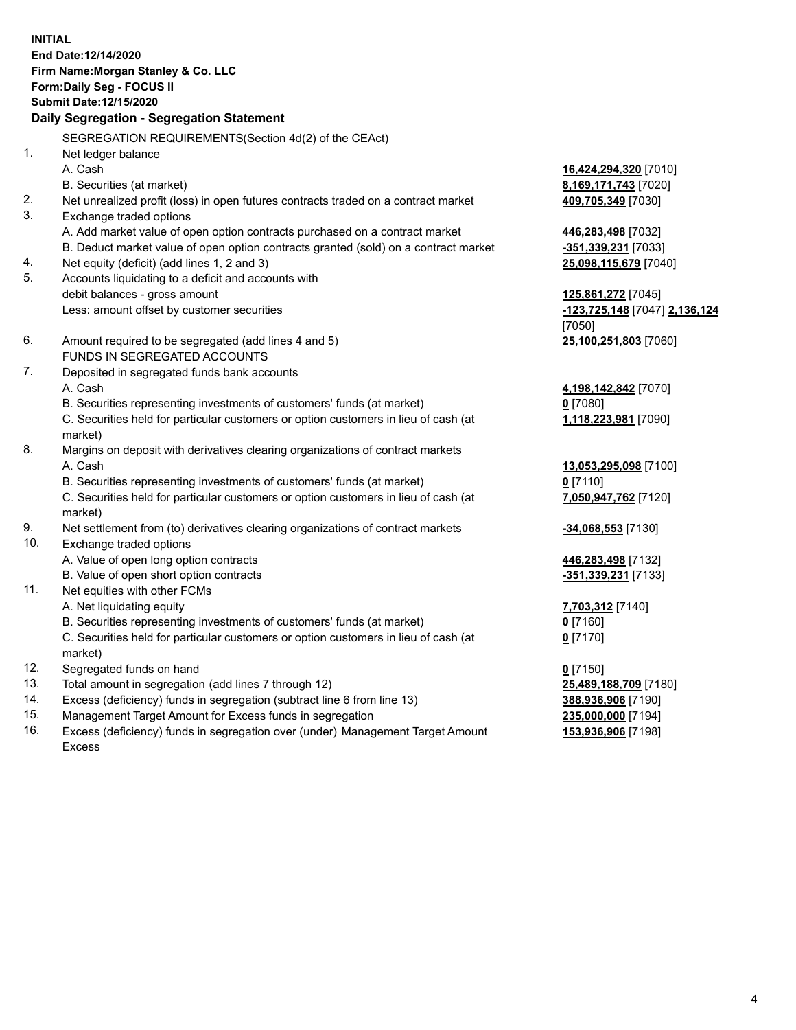**INITIAL**
**End Date:12/14/2020**
**Firm Name:Morgan Stanley & Co. LLC**
**Form:Daily Seg - FOCUS II**
**Submit Date:12/15/2020**

### Daily Segregation - Segregation Statement

| | | |
|---|---|---|
| | SEGREGATION REQUIREMENTS(Section 4d(2) of the CEAct) | |
| 1. | Net ledger balance | |
| | A. Cash | **16,424,294,320** [7010] |
| | B. Securities (at market) | **8,169,171,743** [7020] |
| 2. | Net unrealized profit (loss) in open futures contracts traded on a contract market | **409,705,349** [7030] |
| 3. | Exchange traded options | |
| | A. Add market value of open option contracts purchased on a contract market | **446,283,498** [7032] |
| | B. Deduct market value of open option contracts granted (sold) on a contract market | **-351,339,231** [7033] |
| 4. | Net equity (deficit) (add lines 1, 2 and 3) | **25,098,115,679** [7040] |
| 5. | Accounts liquidating to a deficit and accounts with debit balances - gross amount | **125,861,272** [7045] |
| | Less: amount offset by customer securities | **-123,725,148** [7047] **2,136,124** [7050] |
| 6. | Amount required to be segregated (add lines 4 and 5) | **25,100,251,803** [7060] |
| | FUNDS IN SEGREGATED ACCOUNTS | |
| 7. | Deposited in segregated funds bank accounts | |
| | A. Cash | **4,198,142,842** [7070] |
| | B. Securities representing investments of customers' funds (at market) | **0** [7080] |
| | C. Securities held for particular customers or option customers in lieu of cash (at market) | **1,118,223,981** [7090] |
| 8. | Margins on deposit with derivatives clearing organizations of contract markets | |
| | A. Cash | **13,053,295,098** [7100] |
| | B. Securities representing investments of customers' funds (at market) | **0** [7110] |
| | C. Securities held for particular customers or option customers in lieu of cash (at market) | **7,050,947,762** [7120] |
| 9. | Net settlement from (to) derivatives clearing organizations of contract markets | **-34,068,553** [7130] |
| 10. | Exchange traded options | |
| | A. Value of open long option contracts | **446,283,498** [7132] |
| | B. Value of open short option contracts | **-351,339,231** [7133] |
| 11. | Net equities with other FCMs | |
| | A. Net liquidating equity | **7,703,312** [7140] |
| | B. Securities representing investments of customers' funds (at market) | **0** [7160] |
| | C. Securities held for particular customers or option customers in lieu of cash (at market) | **0** [7170] |
| 12. | Segregated funds on hand | **0** [7150] |
| 13. | Total amount in segregation (add lines 7 through 12) | **25,489,188,709** [7180] |
| 14. | Excess (deficiency) funds in segregation (subtract line 6 from line 13) | **388,936,906** [7190] |
| 15. | Management Target Amount for Excess funds in segregation | **235,000,000** [7194] |
| 16. | Excess (deficiency) funds in segregation over (under) Management Target Amount Excess | **153,936,906** [7198] |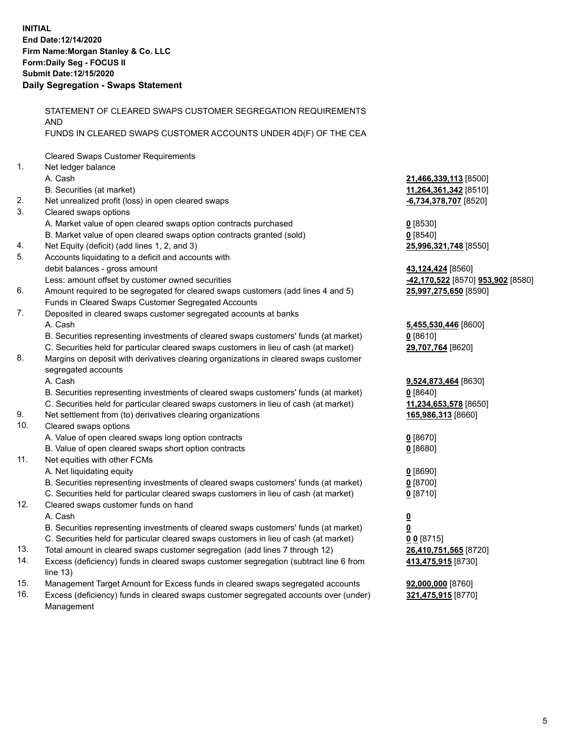**INITIAL**
**End Date:12/14/2020**
**Firm Name:Morgan Stanley & Co. LLC**
**Form:Daily Seg - FOCUS II**
**Submit Date:12/15/2020**
**Daily Segregation - Swaps Statement**

STATEMENT OF CLEARED SWAPS CUSTOMER SEGREGATION REQUIREMENTS AND FUNDS IN CLEARED SWAPS CUSTOMER ACCOUNTS UNDER 4D(F) OF THE CEA

| | | |
|---|---|---|
| | Cleared Swaps Customer Requirements | |
| 1. | Net ledger balance | |
| | A. Cash | **21,466,339,113** [8500] |
| | B. Securities (at market) | **11,264,361,342** [8510] |
| 2. | Net unrealized profit (loss) in open cleared swaps | **-6,734,378,707** [8520] |
| 3. | Cleared swaps options | |
| | A. Market value of open cleared swaps option contracts purchased | **0** [8530] |
| | B. Market value of open cleared swaps option contracts granted (sold) | **0** [8540] |
| 4. | Net Equity (deficit) (add lines 1, 2, and 3) | **25,996,321,748** [8550] |
| 5. | Accounts liquidating to a deficit and accounts with debit balances - gross amount | **43,124,424** [8560] |
| | Less: amount offset by customer owned securities | **-42,170,522** [8570] **953,902** [8580] |
| 6. | Amount required to be segregated for cleared swaps customers (add lines 4 and 5) | **25,997,275,650** [8590] |
| | Funds in Cleared Swaps Customer Segregated Accounts | |
| 7. | Deposited in cleared swaps customer segregated accounts at banks | |
| | A. Cash | **5,455,530,446** [8600] |
| | B. Securities representing investments of cleared swaps customers' funds (at market) | **0** [8610] |
| | C. Securities held for particular cleared swaps customers in lieu of cash (at market) | **29,707,764** [8620] |
| 8. | Margins on deposit with derivatives clearing organizations in cleared swaps customer segregated accounts | |
| | A. Cash | **9,524,873,464** [8630] |
| | B. Securities representing investments of cleared swaps customers' funds (at market) | **0** [8640] |
| | C. Securities held for particular cleared swaps customers in lieu of cash (at market) | **11,234,653,578** [8650] |
| 9. | Net settlement from (to) derivatives clearing organizations | **165,986,313** [8660] |
| 10. | Cleared swaps options | |
| | A. Value of open cleared swaps long option contracts | **0** [8670] |
| | B. Value of open cleared swaps short option contracts | **0** [8680] |
| 11. | Net equities with other FCMs | |
| | A. Net liquidating equity | **0** [8690] |
| | B. Securities representing investments of cleared swaps customers' funds (at market) | **0** [8700] |
| | C. Securities held for particular cleared swaps customers in lieu of cash (at market) | **0** [8710] |
| 12. | Cleared swaps customer funds on hand | |
| | A. Cash | **0** |
| | B. Securities representing investments of cleared swaps customers' funds (at market) | **0** |
| | C. Securities held for particular cleared swaps customers in lieu of cash (at market) | **0** **0** [8715] |
| 13. | Total amount in cleared swaps customer segregation (add lines 7 through 12) | **26,410,751,565** [8720] |
| 14. | Excess (deficiency) funds in cleared swaps customer segregation (subtract line 6 from line 13) | **413,475,915** [8730] |
| 15. | Management Target Amount for Excess funds in cleared swaps segregated accounts | **92,000,000** [8760] |
| 16. | Excess (deficiency) funds in cleared swaps customer segregated accounts over (under) Management | **321,475,915** [8770] |